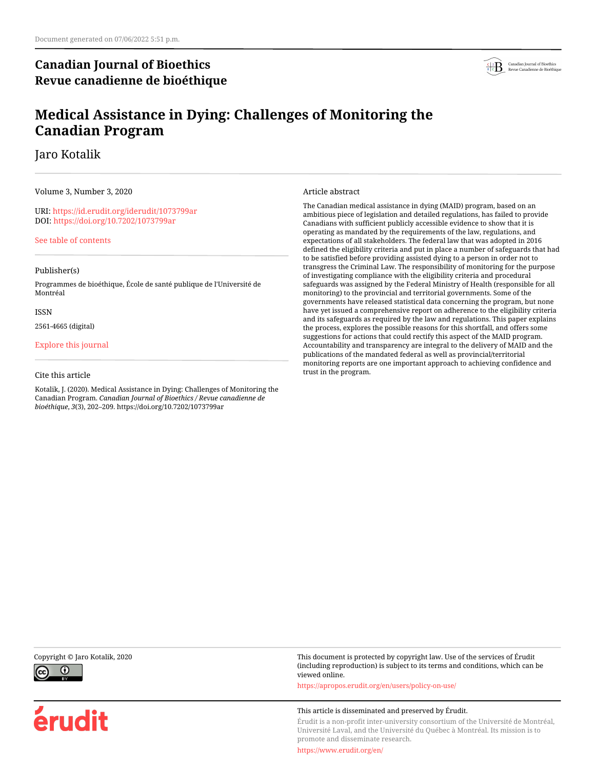Document generated on 07/06/2022 5:51 p.m.

**Canadian Journal of Bioethics**
**Revue canadienne de bioéthique**

# Medical Assistance in Dying: Challenges of Monitoring the Canadian Program

Jaro Kotalik

Volume 3, Number 3, 2020

URI: https://id.erudit.org/iderudit/1073799ar
DOI: https://doi.org/10.7202/1073799ar

See table of contents

Publisher(s)

Programmes de bioéthique, École de santé publique de l'Université de Montréal

ISSN

2561-4665 (digital)

Explore this journal

Cite this article

Kotalik, J. (2020). Medical Assistance in Dying: Challenges of Monitoring the Canadian Program. *Canadian Journal of Bioethics / Revue canadienne de bioéthique*, *3*(3), 202–209. https://doi.org/10.7202/1073799ar

Article abstract

The Canadian medical assistance in dying (MAID) program, based on an ambitious piece of legislation and detailed regulations, has failed to provide Canadians with sufficient publicly accessible evidence to show that it is operating as mandated by the requirements of the law, regulations, and expectations of all stakeholders. The federal law that was adopted in 2016 defined the eligibility criteria and put in place a number of safeguards that had to be satisfied before providing assisted dying to a person in order not to transgress the Criminal Law. The responsibility of monitoring for the purpose of investigating compliance with the eligibility criteria and procedural safeguards was assigned by the Federal Ministry of Health (responsible for all monitoring) to the provincial and territorial governments. Some of the governments have released statistical data concerning the program, but none have yet issued a comprehensive report on adherence to the eligibility criteria and its safeguards as required by the law and regulations. This paper explains the process, explores the possible reasons for this shortfall, and offers some suggestions for actions that could rectify this aspect of the MAID program. Accountability and transparency are integral to the delivery of MAID and the publications of the mandated federal as well as provincial/territorial monitoring reports are one important approach to achieving confidence and trust in the program.

Copyright © Jaro Kotalik, 2020

This document is protected by copyright law. Use of the services of Érudit (including reproduction) is subject to its terms and conditions, which can be viewed online.

https://apropos.erudit.org/en/users/policy-on-use/

This article is disseminated and preserved by Érudit.

Érudit is a non-profit inter-university consortium of the Université de Montréal, Université Laval, and the Université du Québec à Montréal. Its mission is to promote and disseminate research.

https://www.erudit.org/en/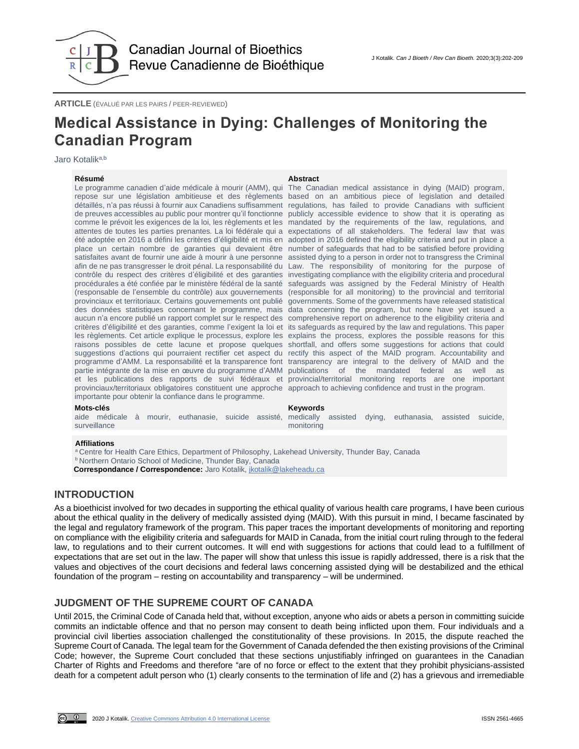**ARTICLE** (ÉVALUÉ PAR LES PAIRS / PEER-REVIEWED)

# Medical Assistance in Dying: Challenges of Monitoring the Canadian Program

Jaro Kotalik[a,b]

**Résumé**

Le programme canadien d'aide médicale à mourir (AMM), qui repose sur une législation ambitieuse et des règlements détaillés, n'a pas réussi à fournir aux Canadiens suffisamment de preuves accessibles au public pour montrer qu'il fonctionne comme le prévoit les exigences de la loi, les règlements et les attentes de toutes les parties prenantes. La loi fédérale qui a été adoptée en 2016 a défini les critères d'éligibilité et mis en place un certain nombre de garanties qui devaient être satisfaites avant de fournir une aide à mourir à une personne afin de ne pas transgresser le droit pénal. La responsabilité du contrôle du respect des critères d'éligibilité et des garanties procédurales a été confiée par le ministère fédéral de la santé (responsable de l'ensemble du contrôle) aux gouvernements provinciaux et territoriaux. Certains gouvernements ont publié des données statistiques concernant le programme, mais aucun n'a encore publié un rapport complet sur le respect des critères d'éligibilité et des garanties, comme l'exigent la loi et les règlements. Cet article explique le processus, explore les raisons possibles de cette lacune et propose quelques suggestions d'actions qui pourraient rectifier cet aspect du programme d'AMM. La responsabilité et la transparence font partie intégrante de la mise en œuvre du programme d'AMM et les publications des rapports de suivi fédéraux et provinciaux/territoriaux obligatoires constituent une approche importante pour obtenir la confiance dans le programme.

**Mots-clés**

aide médicale à mourir, euthanasie, suicide assisté, surveillance

**Abstract**

The Canadian medical assistance in dying (MAID) program, based on an ambitious piece of legislation and detailed regulations, has failed to provide Canadians with sufficient publicly accessible evidence to show that it is operating as mandated by the requirements of the law, regulations, and expectations of all stakeholders. The federal law that was adopted in 2016 defined the eligibility criteria and put in place a number of safeguards that had to be satisfied before providing assisted dying to a person in order not to transgress the Criminal Law. The responsibility of monitoring for the purpose of investigating compliance with the eligibility criteria and procedural safeguards was assigned by the Federal Ministry of Health (responsible for all monitoring) to the provincial and territorial governments. Some of the governments have released statistical data concerning the program, but none have yet issued a comprehensive report on adherence to the eligibility criteria and its safeguards as required by the law and regulations. This paper explains the process, explores the possible reasons for this shortfall, and offers some suggestions for actions that could rectify this aspect of the MAID program. Accountability and transparency are integral to the delivery of MAID and the publications of the mandated federal as well as provincial/territorial monitoring reports are one important approach to achieving confidence and trust in the program.

**Keywords**

medically assisted dying, euthanasia, assisted suicide, monitoring

**Affiliations**

[a] Centre for Health Care Ethics, Department of Philosophy, Lakehead University, Thunder Bay, Canada
[b] Northern Ontario School of Medicine, Thunder Bay, Canada

**Correspondance / Correspondence:** Jaro Kotalik, jkotalik@lakeheadu.ca

## INTRODUCTION

As a bioethicist involved for two decades in supporting the ethical quality of various health care programs, I have been curious about the ethical quality in the delivery of medically assisted dying (MAID). With this pursuit in mind, I became fascinated by the legal and regulatory framework of the program. This paper traces the important developments of monitoring and reporting on compliance with the eligibility criteria and safeguards for MAID in Canada, from the initial court ruling through to the federal law, to regulations and to their current outcomes. It will end with suggestions for actions that could lead to a fulfillment of expectations that are set out in the law. The paper will show that unless this issue is rapidly addressed, there is a risk that the values and objectives of the court decisions and federal laws concerning assisted dying will be destabilized and the ethical foundation of the program – resting on accountability and transparency – will be undermined.

## JUDGMENT OF THE SUPREME COURT OF CANADA

Until 2015, the Criminal Code of Canada held that, without exception, anyone who aids or abets a person in committing suicide commits an indictable offence and that no person may consent to death being inflicted upon them. Four individuals and a provincial civil liberties association challenged the constitutionality of these provisions. In 2015, the dispute reached the Supreme Court of Canada. The legal team for the Government of Canada defended the then existing provisions of the Criminal Code; however, the Supreme Court concluded that these sections unjustifiably infringed on guarantees in the Canadian Charter of Rights and Freedoms and therefore "are of no force or effect to the extent that they prohibit physicians-assisted death for a competent adult person who (1) clearly consents to the termination of life and (2) has a grievous and irremediable

2020 J Kotalik. Creative Commons Attribution 4.0 International License

ISSN 2561-4665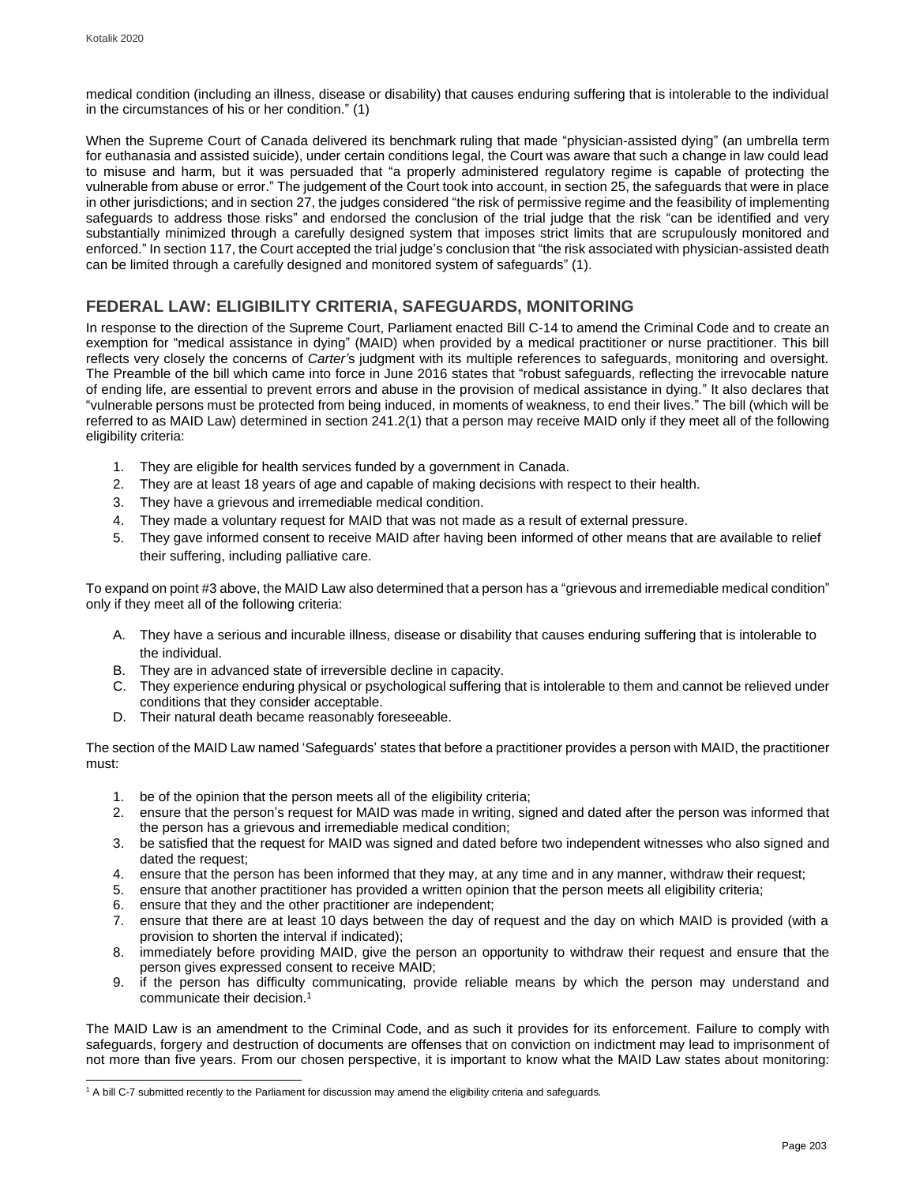medical condition (including an illness, disease or disability) that causes enduring suffering that is intolerable to the individual in the circumstances of his or her condition." (1)

When the Supreme Court of Canada delivered its benchmark ruling that made "physician-assisted dying" (an umbrella term for euthanasia and assisted suicide), under certain conditions legal, the Court was aware that such a change in law could lead to misuse and harm, but it was persuaded that "a properly administered regulatory regime is capable of protecting the vulnerable from abuse or error." The judgement of the Court took into account, in section 25, the safeguards that were in place in other jurisdictions; and in section 27, the judges considered "the risk of permissive regime and the feasibility of implementing safeguards to address those risks" and endorsed the conclusion of the trial judge that the risk "can be identified and very substantially minimized through a carefully designed system that imposes strict limits that are scrupulously monitored and enforced." In section 117, the Court accepted the trial judge's conclusion that "the risk associated with physician-assisted death can be limited through a carefully designed and monitored system of safeguards" (1).

## FEDERAL LAW: ELIGIBILITY CRITERIA, SAFEGUARDS, MONITORING

In response to the direction of the Supreme Court, Parliament enacted Bill C-14 to amend the Criminal Code and to create an exemption for "medical assistance in dying" (MAID) when provided by a medical practitioner or nurse practitioner. This bill reflects very closely the concerns of *Carter'*s judgment with its multiple references to safeguards, monitoring and oversight. The Preamble of the bill which came into force in June 2016 states that "robust safeguards, reflecting the irrevocable nature of ending life, are essential to prevent errors and abuse in the provision of medical assistance in dying." It also declares that "vulnerable persons must be protected from being induced, in moments of weakness, to end their lives." The bill (which will be referred to as MAID Law) determined in section 241.2(1) that a person may receive MAID only if they meet all of the following eligibility criteria:

1. They are eligible for health services funded by a government in Canada.
2. They are at least 18 years of age and capable of making decisions with respect to their health.
3. They have a grievous and irremediable medical condition.
4. They made a voluntary request for MAID that was not made as a result of external pressure.
5. They gave informed consent to receive MAID after having been informed of other means that are available to relief their suffering, including palliative care.

To expand on point #3 above, the MAID Law also determined that a person has a "grievous and irremediable medical condition" only if they meet all of the following criteria:

A. They have a serious and incurable illness, disease or disability that causes enduring suffering that is intolerable to the individual.
B. They are in advanced state of irreversible decline in capacity.
C. They experience enduring physical or psychological suffering that is intolerable to them and cannot be relieved under conditions that they consider acceptable.
D. Their natural death became reasonably foreseeable.

The section of the MAID Law named 'Safeguards' states that before a practitioner provides a person with MAID, the practitioner must:

1. be of the opinion that the person meets all of the eligibility criteria;
2. ensure that the person's request for MAID was made in writing, signed and dated after the person was informed that the person has a grievous and irremediable medical condition;
3. be satisfied that the request for MAID was signed and dated before two independent witnesses who also signed and dated the request;
4. ensure that the person has been informed that they may, at any time and in any manner, withdraw their request;
5. ensure that another practitioner has provided a written opinion that the person meets all eligibility criteria;
6. ensure that they and the other practitioner are independent;
7. ensure that there are at least 10 days between the day of request and the day on which MAID is provided (with a provision to shorten the interval if indicated);
8. immediately before providing MAID, give the person an opportunity to withdraw their request and ensure that the person gives expressed consent to receive MAID;
9. if the person has difficulty communicating, provide reliable means by which the person may understand and communicate their decision.[1]

The MAID Law is an amendment to the Criminal Code, and as such it provides for its enforcement. Failure to comply with safeguards, forgery and destruction of documents are offenses that on conviction on indictment may lead to imprisonment of not more than five years. From our chosen perspective, it is important to know what the MAID Law states about monitoring:

[1] A bill C-7 submitted recently to the Parliament for discussion may amend the eligibility criteria and safeguards.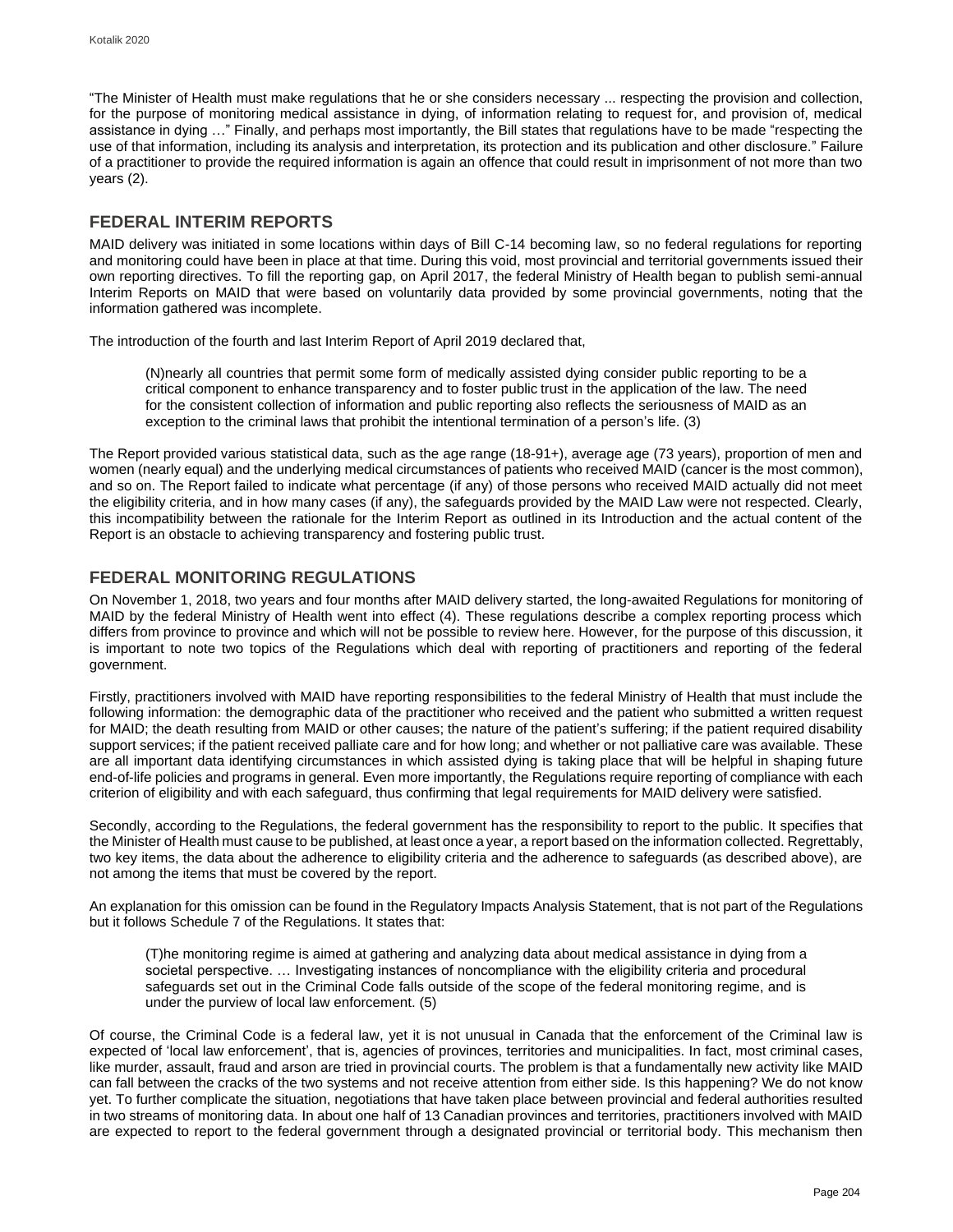“The Minister of Health must make regulations that he or she considers necessary ... respecting the provision and collection, for the purpose of monitoring medical assistance in dying, of information relating to request for, and provision of, medical assistance in dying …” Finally, and perhaps most importantly, the Bill states that regulations have to be made “respecting the use of that information, including its analysis and interpretation, its protection and its publication and other disclosure.” Failure of a practitioner to provide the required information is again an offence that could result in imprisonment of not more than two years (2).

## FEDERAL INTERIM REPORTS

MAID delivery was initiated in some locations within days of Bill C-14 becoming law, so no federal regulations for reporting and monitoring could have been in place at that time. During this void, most provincial and territorial governments issued their own reporting directives. To fill the reporting gap, on April 2017, the federal Ministry of Health began to publish semi-annual Interim Reports on MAID that were based on voluntarily data provided by some provincial governments, noting that the information gathered was incomplete.

The introduction of the fourth and last Interim Report of April 2019 declared that,

> (N)nearly all countries that permit some form of medically assisted dying consider public reporting to be a critical component to enhance transparency and to foster public trust in the application of the law. The need for the consistent collection of information and public reporting also reflects the seriousness of MAID as an exception to the criminal laws that prohibit the intentional termination of a person’s life. (3)

The Report provided various statistical data, such as the age range (18-91+), average age (73 years), proportion of men and women (nearly equal) and the underlying medical circumstances of patients who received MAID (cancer is the most common), and so on. The Report failed to indicate what percentage (if any) of those persons who received MAID actually did not meet the eligibility criteria, and in how many cases (if any), the safeguards provided by the MAID Law were not respected. Clearly, this incompatibility between the rationale for the Interim Report as outlined in its Introduction and the actual content of the Report is an obstacle to achieving transparency and fostering public trust.

## FEDERAL MONITORING REGULATIONS

On November 1, 2018, two years and four months after MAID delivery started, the long-awaited Regulations for monitoring of MAID by the federal Ministry of Health went into effect (4). These regulations describe a complex reporting process which differs from province to province and which will not be possible to review here. However, for the purpose of this discussion, it is important to note two topics of the Regulations which deal with reporting of practitioners and reporting of the federal government.

Firstly, practitioners involved with MAID have reporting responsibilities to the federal Ministry of Health that must include the following information: the demographic data of the practitioner who received and the patient who submitted a written request for MAID; the death resulting from MAID or other causes; the nature of the patient’s suffering; if the patient required disability support services; if the patient received palliate care and for how long; and whether or not palliative care was available. These are all important data identifying circumstances in which assisted dying is taking place that will be helpful in shaping future end-of-life policies and programs in general. Even more importantly, the Regulations require reporting of compliance with each criterion of eligibility and with each safeguard, thus confirming that legal requirements for MAID delivery were satisfied.

Secondly, according to the Regulations, the federal government has the responsibility to report to the public. It specifies that the Minister of Health must cause to be published, at least once a year, a report based on the information collected. Regrettably, two key items, the data about the adherence to eligibility criteria and the adherence to safeguards (as described above), are not among the items that must be covered by the report.

An explanation for this omission can be found in the Regulatory Impacts Analysis Statement, that is not part of the Regulations but it follows Schedule 7 of the Regulations. It states that:

> (T)he monitoring regime is aimed at gathering and analyzing data about medical assistance in dying from a societal perspective. … Investigating instances of noncompliance with the eligibility criteria and procedural safeguards set out in the Criminal Code falls outside of the scope of the federal monitoring regime, and is under the purview of local law enforcement. (5)

Of course, the Criminal Code is a federal law, yet it is not unusual in Canada that the enforcement of the Criminal law is expected of ‘local law enforcement’, that is, agencies of provinces, territories and municipalities. In fact, most criminal cases, like murder, assault, fraud and arson are tried in provincial courts. The problem is that a fundamentally new activity like MAID can fall between the cracks of the two systems and not receive attention from either side. Is this happening? We do not know yet. To further complicate the situation, negotiations that have taken place between provincial and federal authorities resulted in two streams of monitoring data. In about one half of 13 Canadian provinces and territories, practitioners involved with MAID are expected to report to the federal government through a designated provincial or territorial body. This mechanism then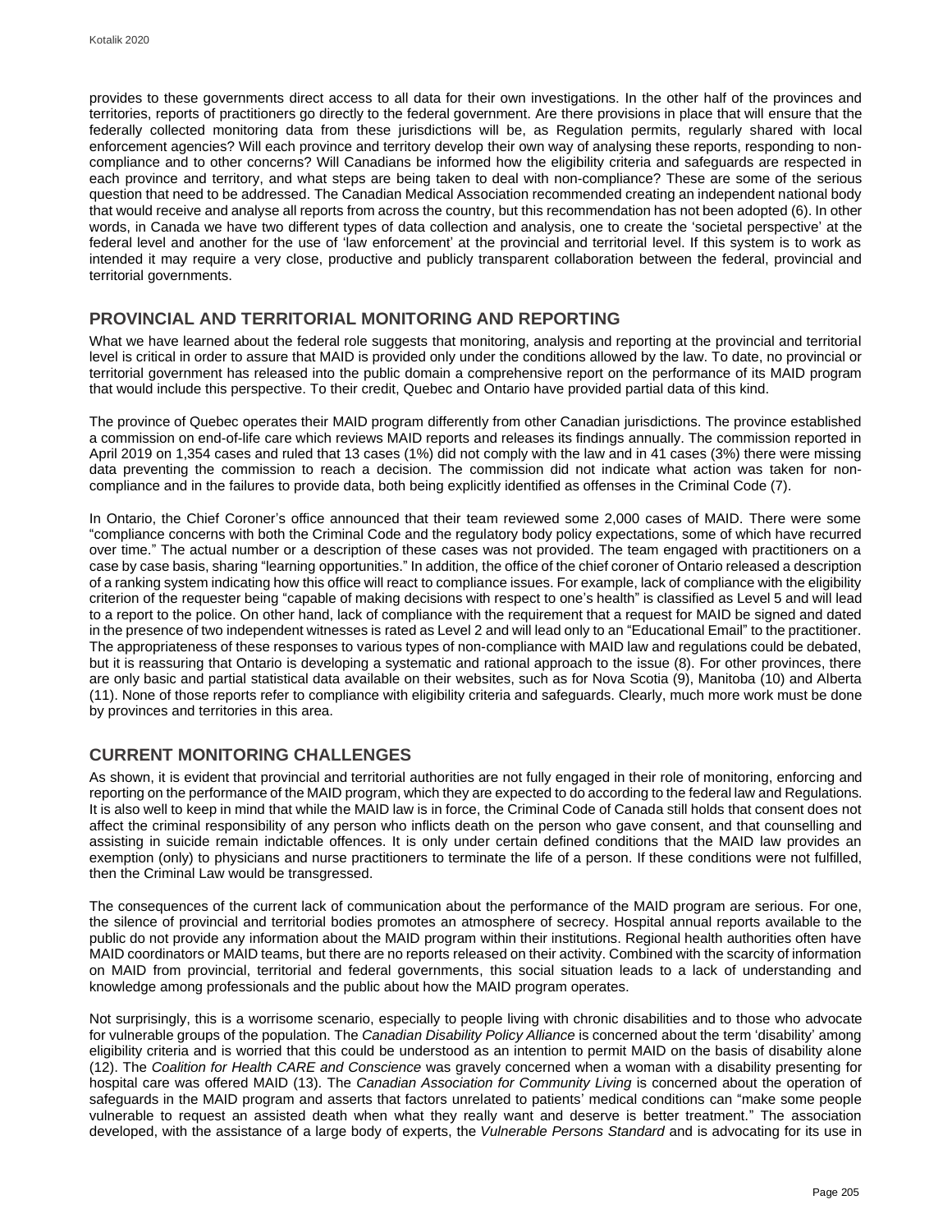provides to these governments direct access to all data for their own investigations. In the other half of the provinces and territories, reports of practitioners go directly to the federal government. Are there provisions in place that will ensure that the federally collected monitoring data from these jurisdictions will be, as Regulation permits, regularly shared with local enforcement agencies? Will each province and territory develop their own way of analysing these reports, responding to non-compliance and to other concerns? Will Canadians be informed how the eligibility criteria and safeguards are respected in each province and territory, and what steps are being taken to deal with non-compliance? These are some of the serious question that need to be addressed. The Canadian Medical Association recommended creating an independent national body that would receive and analyse all reports from across the country, but this recommendation has not been adopted (6). In other words, in Canada we have two different types of data collection and analysis, one to create the 'societal perspective' at the federal level and another for the use of 'law enforcement' at the provincial and territorial level. If this system is to work as intended it may require a very close, productive and publicly transparent collaboration between the federal, provincial and territorial governments.

## PROVINCIAL AND TERRITORIAL MONITORING AND REPORTING

What we have learned about the federal role suggests that monitoring, analysis and reporting at the provincial and territorial level is critical in order to assure that MAID is provided only under the conditions allowed by the law. To date, no provincial or territorial government has released into the public domain a comprehensive report on the performance of its MAID program that would include this perspective. To their credit, Quebec and Ontario have provided partial data of this kind.

The province of Quebec operates their MAID program differently from other Canadian jurisdictions. The province established a commission on end-of-life care which reviews MAID reports and releases its findings annually. The commission reported in April 2019 on 1,354 cases and ruled that 13 cases (1%) did not comply with the law and in 41 cases (3%) there were missing data preventing the commission to reach a decision. The commission did not indicate what action was taken for non-compliance and in the failures to provide data, both being explicitly identified as offenses in the Criminal Code (7).

In Ontario, the Chief Coroner's office announced that their team reviewed some 2,000 cases of MAID. There were some "compliance concerns with both the Criminal Code and the regulatory body policy expectations, some of which have recurred over time." The actual number or a description of these cases was not provided. The team engaged with practitioners on a case by case basis, sharing "learning opportunities." In addition, the office of the chief coroner of Ontario released a description of a ranking system indicating how this office will react to compliance issues. For example, lack of compliance with the eligibility criterion of the requester being "capable of making decisions with respect to one's health" is classified as Level 5 and will lead to a report to the police. On other hand, lack of compliance with the requirement that a request for MAID be signed and dated in the presence of two independent witnesses is rated as Level 2 and will lead only to an "Educational Email" to the practitioner. The appropriateness of these responses to various types of non-compliance with MAID law and regulations could be debated, but it is reassuring that Ontario is developing a systematic and rational approach to the issue (8). For other provinces, there are only basic and partial statistical data available on their websites, such as for Nova Scotia (9), Manitoba (10) and Alberta (11). None of those reports refer to compliance with eligibility criteria and safeguards. Clearly, much more work must be done by provinces and territories in this area.

## CURRENT MONITORING CHALLENGES

As shown, it is evident that provincial and territorial authorities are not fully engaged in their role of monitoring, enforcing and reporting on the performance of the MAID program, which they are expected to do according to the federal law and Regulations. It is also well to keep in mind that while the MAID law is in force, the Criminal Code of Canada still holds that consent does not affect the criminal responsibility of any person who inflicts death on the person who gave consent, and that counselling and assisting in suicide remain indictable offences. It is only under certain defined conditions that the MAID law provides an exemption (only) to physicians and nurse practitioners to terminate the life of a person. If these conditions were not fulfilled, then the Criminal Law would be transgressed.

The consequences of the current lack of communication about the performance of the MAID program are serious. For one, the silence of provincial and territorial bodies promotes an atmosphere of secrecy. Hospital annual reports available to the public do not provide any information about the MAID program within their institutions. Regional health authorities often have MAID coordinators or MAID teams, but there are no reports released on their activity. Combined with the scarcity of information on MAID from provincial, territorial and federal governments, this social situation leads to a lack of understanding and knowledge among professionals and the public about how the MAID program operates.

Not surprisingly, this is a worrisome scenario, especially to people living with chronic disabilities and to those who advocate for vulnerable groups of the population. The *Canadian Disability Policy Alliance* is concerned about the term 'disability' among eligibility criteria and is worried that this could be understood as an intention to permit MAID on the basis of disability alone (12). The *Coalition for Health CARE and Conscience* was gravely concerned when a woman with a disability presenting for hospital care was offered MAID (13). The *Canadian Association for Community Living* is concerned about the operation of safeguards in the MAID program and asserts that factors unrelated to patients' medical conditions can "make some people vulnerable to request an assisted death when what they really want and deserve is better treatment." The association developed, with the assistance of a large body of experts, the *Vulnerable Persons Standard* and is advocating for its use in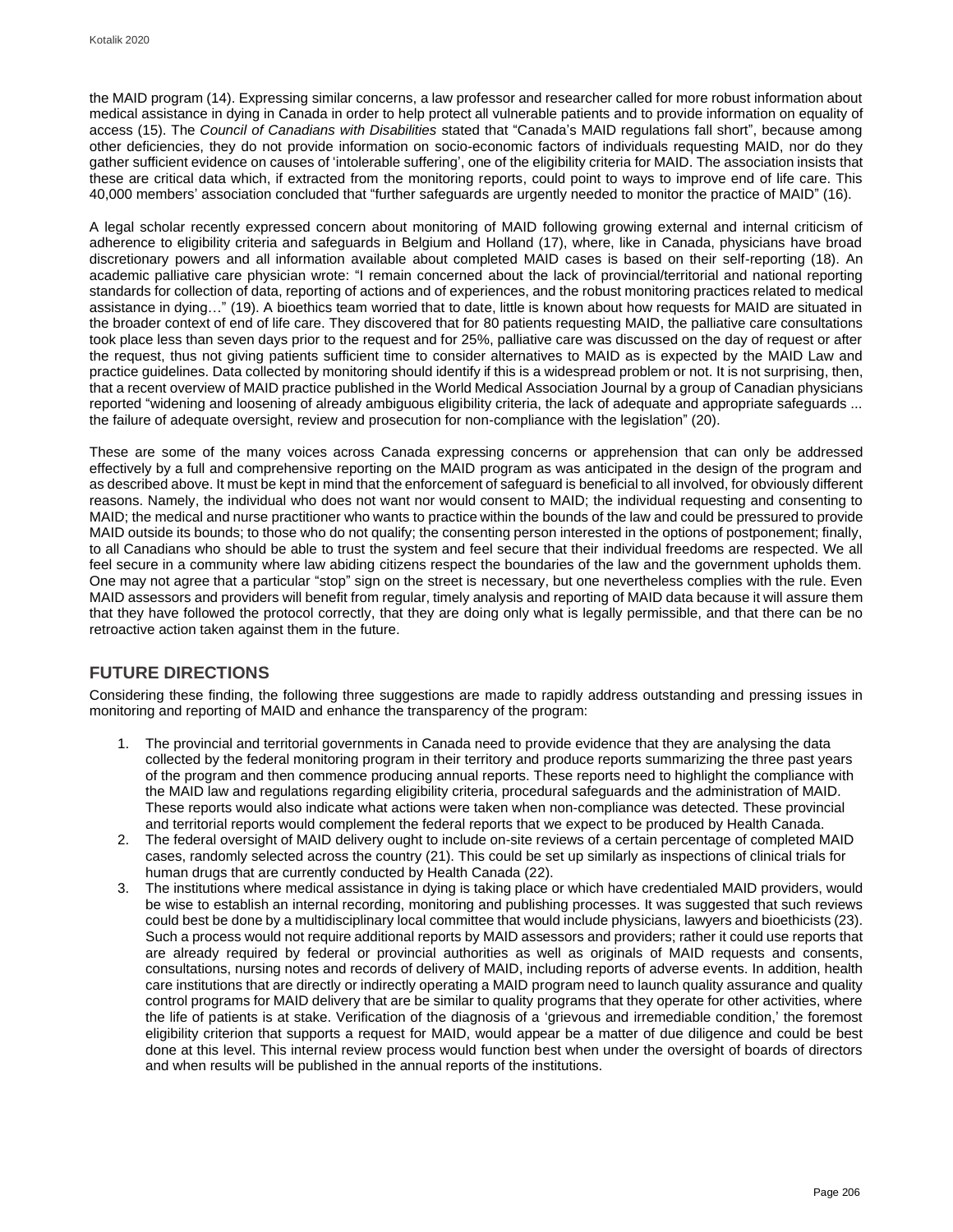the MAID program (14). Expressing similar concerns, a law professor and researcher called for more robust information about medical assistance in dying in Canada in order to help protect all vulnerable patients and to provide information on equality of access (15). The *Council of Canadians with Disabilities* stated that "Canada's MAID regulations fall short", because among other deficiencies, they do not provide information on socio-economic factors of individuals requesting MAID, nor do they gather sufficient evidence on causes of 'intolerable suffering', one of the eligibility criteria for MAID. The association insists that these are critical data which, if extracted from the monitoring reports, could point to ways to improve end of life care. This 40,000 members' association concluded that "further safeguards are urgently needed to monitor the practice of MAID" (16).

A legal scholar recently expressed concern about monitoring of MAID following growing external and internal criticism of adherence to eligibility criteria and safeguards in Belgium and Holland (17), where, like in Canada, physicians have broad discretionary powers and all information available about completed MAID cases is based on their self-reporting (18). An academic palliative care physician wrote: "I remain concerned about the lack of provincial/territorial and national reporting standards for collection of data, reporting of actions and of experiences, and the robust monitoring practices related to medical assistance in dying…" (19). A bioethics team worried that to date, little is known about how requests for MAID are situated in the broader context of end of life care. They discovered that for 80 patients requesting MAID, the palliative care consultations took place less than seven days prior to the request and for 25%, palliative care was discussed on the day of request or after the request, thus not giving patients sufficient time to consider alternatives to MAID as is expected by the MAID Law and practice guidelines. Data collected by monitoring should identify if this is a widespread problem or not. It is not surprising, then, that a recent overview of MAID practice published in the World Medical Association Journal by a group of Canadian physicians reported "widening and loosening of already ambiguous eligibility criteria, the lack of adequate and appropriate safeguards ... the failure of adequate oversight, review and prosecution for non-compliance with the legislation" (20).

These are some of the many voices across Canada expressing concerns or apprehension that can only be addressed effectively by a full and comprehensive reporting on the MAID program as was anticipated in the design of the program and as described above. It must be kept in mind that the enforcement of safeguard is beneficial to all involved, for obviously different reasons. Namely, the individual who does not want nor would consent to MAID; the individual requesting and consenting to MAID; the medical and nurse practitioner who wants to practice within the bounds of the law and could be pressured to provide MAID outside its bounds; to those who do not qualify; the consenting person interested in the options of postponement; finally, to all Canadians who should be able to trust the system and feel secure that their individual freedoms are respected. We all feel secure in a community where law abiding citizens respect the boundaries of the law and the government upholds them. One may not agree that a particular "stop" sign on the street is necessary, but one nevertheless complies with the rule. Even MAID assessors and providers will benefit from regular, timely analysis and reporting of MAID data because it will assure them that they have followed the protocol correctly, that they are doing only what is legally permissible, and that there can be no retroactive action taken against them in the future.

## FUTURE DIRECTIONS

Considering these finding, the following three suggestions are made to rapidly address outstanding and pressing issues in monitoring and reporting of MAID and enhance the transparency of the program:

1. The provincial and territorial governments in Canada need to provide evidence that they are analysing the data collected by the federal monitoring program in their territory and produce reports summarizing the three past years of the program and then commence producing annual reports. These reports need to highlight the compliance with the MAID law and regulations regarding eligibility criteria, procedural safeguards and the administration of MAID. These reports would also indicate what actions were taken when non-compliance was detected. These provincial and territorial reports would complement the federal reports that we expect to be produced by Health Canada.
2. The federal oversight of MAID delivery ought to include on-site reviews of a certain percentage of completed MAID cases, randomly selected across the country (21). This could be set up similarly as inspections of clinical trials for human drugs that are currently conducted by Health Canada (22).
3. The institutions where medical assistance in dying is taking place or which have credentialed MAID providers, would be wise to establish an internal recording, monitoring and publishing processes. It was suggested that such reviews could best be done by a multidisciplinary local committee that would include physicians, lawyers and bioethicists (23). Such a process would not require additional reports by MAID assessors and providers; rather it could use reports that are already required by federal or provincial authorities as well as originals of MAID requests and consents, consultations, nursing notes and records of delivery of MAID, including reports of adverse events. In addition, health care institutions that are directly or indirectly operating a MAID program need to launch quality assurance and quality control programs for MAID delivery that are be similar to quality programs that they operate for other activities, where the life of patients is at stake. Verification of the diagnosis of a 'grievous and irremediable condition,' the foremost eligibility criterion that supports a request for MAID, would appear be a matter of due diligence and could be best done at this level. This internal review process would function best when under the oversight of boards of directors and when results will be published in the annual reports of the institutions.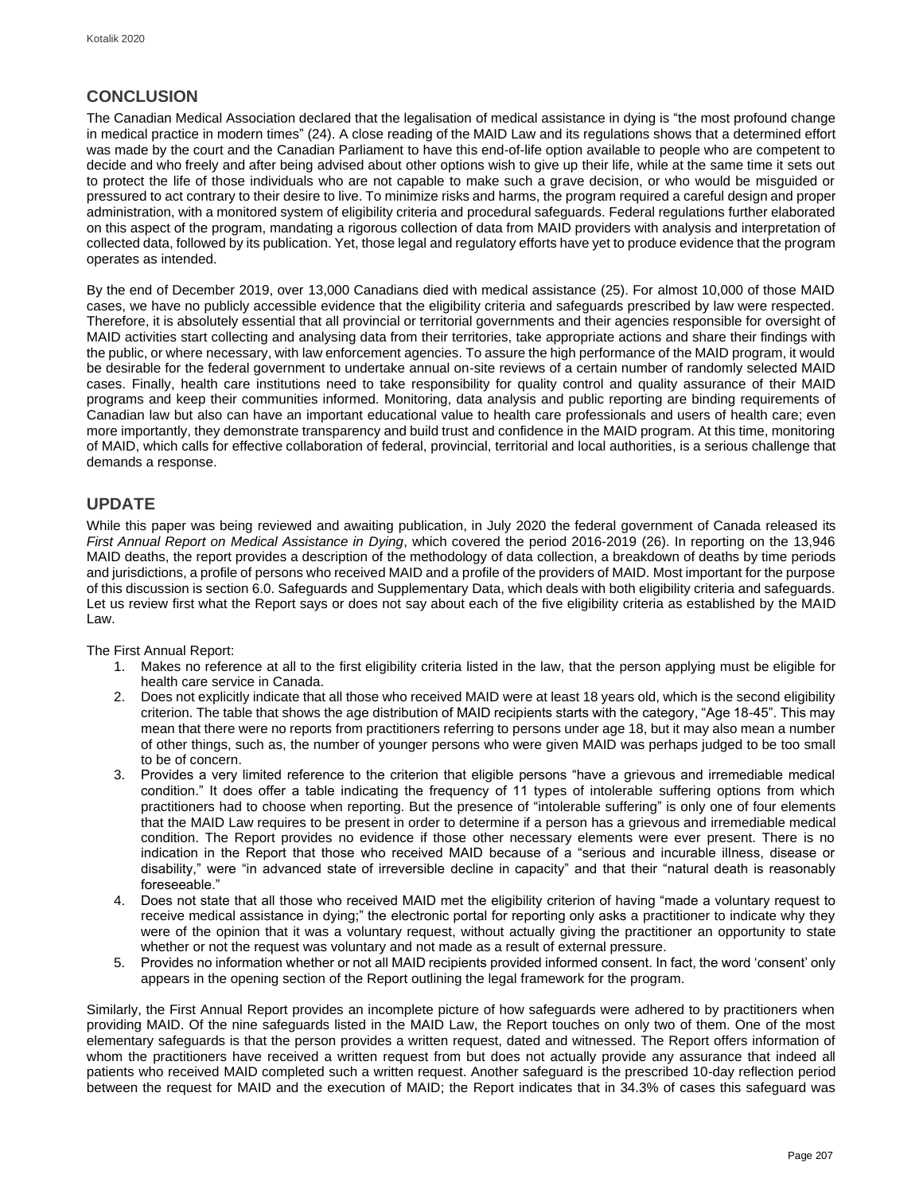## CONCLUSION

The Canadian Medical Association declared that the legalisation of medical assistance in dying is "the most profound change in medical practice in modern times" (24). A close reading of the MAID Law and its regulations shows that a determined effort was made by the court and the Canadian Parliament to have this end-of-life option available to people who are competent to decide and who freely and after being advised about other options wish to give up their life, while at the same time it sets out to protect the life of those individuals who are not capable to make such a grave decision, or who would be misguided or pressured to act contrary to their desire to live. To minimize risks and harms, the program required a careful design and proper administration, with a monitored system of eligibility criteria and procedural safeguards. Federal regulations further elaborated on this aspect of the program, mandating a rigorous collection of data from MAID providers with analysis and interpretation of collected data, followed by its publication. Yet, those legal and regulatory efforts have yet to produce evidence that the program operates as intended.

By the end of December 2019, over 13,000 Canadians died with medical assistance (25). For almost 10,000 of those MAID cases, we have no publicly accessible evidence that the eligibility criteria and safeguards prescribed by law were respected. Therefore, it is absolutely essential that all provincial or territorial governments and their agencies responsible for oversight of MAID activities start collecting and analysing data from their territories, take appropriate actions and share their findings with the public, or where necessary, with law enforcement agencies. To assure the high performance of the MAID program, it would be desirable for the federal government to undertake annual on-site reviews of a certain number of randomly selected MAID cases. Finally, health care institutions need to take responsibility for quality control and quality assurance of their MAID programs and keep their communities informed. Monitoring, data analysis and public reporting are binding requirements of Canadian law but also can have an important educational value to health care professionals and users of health care; even more importantly, they demonstrate transparency and build trust and confidence in the MAID program. At this time, monitoring of MAID, which calls for effective collaboration of federal, provincial, territorial and local authorities, is a serious challenge that demands a response.

## UPDATE

While this paper was being reviewed and awaiting publication, in July 2020 the federal government of Canada released its *First Annual Report on Medical Assistance in Dying*, which covered the period 2016-2019 (26). In reporting on the 13,946 MAID deaths, the report provides a description of the methodology of data collection, a breakdown of deaths by time periods and jurisdictions, a profile of persons who received MAID and a profile of the providers of MAID. Most important for the purpose of this discussion is section 6.0. Safeguards and Supplementary Data, which deals with both eligibility criteria and safeguards. Let us review first what the Report says or does not say about each of the five eligibility criteria as established by the MAID Law.

The First Annual Report:

1. Makes no reference at all to the first eligibility criteria listed in the law, that the person applying must be eligible for health care service in Canada.
2. Does not explicitly indicate that all those who received MAID were at least 18 years old, which is the second eligibility criterion. The table that shows the age distribution of MAID recipients starts with the category, "Age 18-45". This may mean that there were no reports from practitioners referring to persons under age 18, but it may also mean a number of other things, such as, the number of younger persons who were given MAID was perhaps judged to be too small to be of concern.
3. Provides a very limited reference to the criterion that eligible persons "have a grievous and irremediable medical condition." It does offer a table indicating the frequency of 11 types of intolerable suffering options from which practitioners had to choose when reporting. But the presence of "intolerable suffering" is only one of four elements that the MAID Law requires to be present in order to determine if a person has a grievous and irremediable medical condition. The Report provides no evidence if those other necessary elements were ever present. There is no indication in the Report that those who received MAID because of a "serious and incurable illness, disease or disability," were "in advanced state of irreversible decline in capacity" and that their "natural death is reasonably foreseeable."
4. Does not state that all those who received MAID met the eligibility criterion of having "made a voluntary request to receive medical assistance in dying;" the electronic portal for reporting only asks a practitioner to indicate why they were of the opinion that it was a voluntary request, without actually giving the practitioner an opportunity to state whether or not the request was voluntary and not made as a result of external pressure.
5. Provides no information whether or not all MAID recipients provided informed consent. In fact, the word 'consent' only appears in the opening section of the Report outlining the legal framework for the program.

Similarly, the First Annual Report provides an incomplete picture of how safeguards were adhered to by practitioners when providing MAID. Of the nine safeguards listed in the MAID Law, the Report touches on only two of them. One of the most elementary safeguards is that the person provides a written request, dated and witnessed. The Report offers information of whom the practitioners have received a written request from but does not actually provide any assurance that indeed all patients who received MAID completed such a written request. Another safeguard is the prescribed 10-day reflection period between the request for MAID and the execution of MAID; the Report indicates that in 34.3% of cases this safeguard was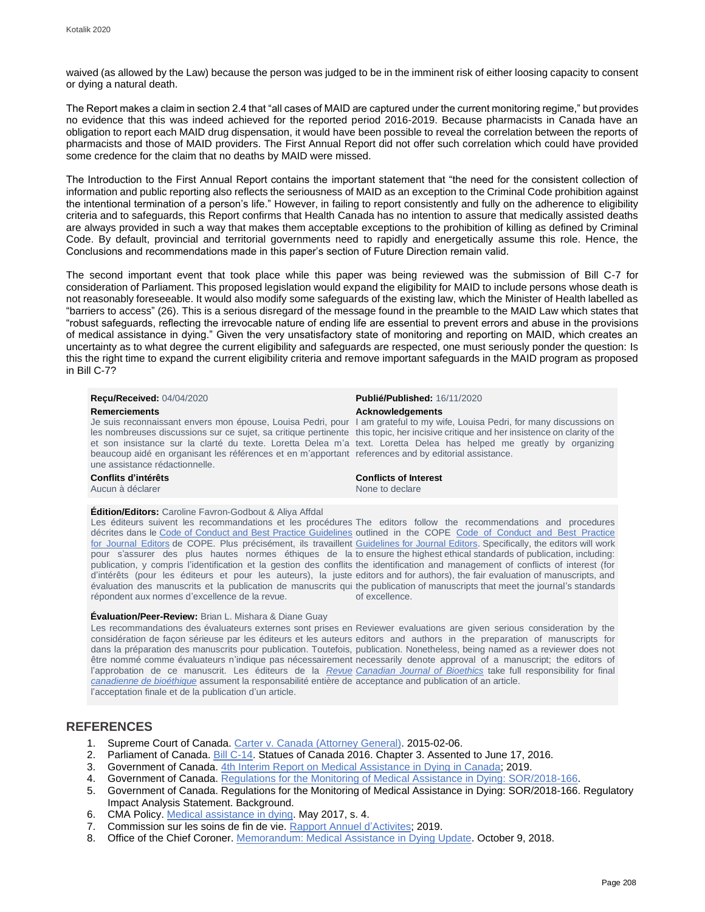waived (as allowed by the Law) because the person was judged to be in the imminent risk of either loosing capacity to consent or dying a natural death.

The Report makes a claim in section 2.4 that "all cases of MAID are captured under the current monitoring regime," but provides no evidence that this was indeed achieved for the reported period 2016-2019. Because pharmacists in Canada have an obligation to report each MAID drug dispensation, it would have been possible to reveal the correlation between the reports of pharmacists and those of MAID providers. The First Annual Report did not offer such correlation which could have provided some credence for the claim that no deaths by MAID were missed.

The Introduction to the First Annual Report contains the important statement that "the need for the consistent collection of information and public reporting also reflects the seriousness of MAID as an exception to the Criminal Code prohibition against the intentional termination of a person's life." However, in failing to report consistently and fully on the adherence to eligibility criteria and to safeguards, this Report confirms that Health Canada has no intention to assure that medically assisted deaths are always provided in such a way that makes them acceptable exceptions to the prohibition of killing as defined by Criminal Code. By default, provincial and territorial governments need to rapidly and energetically assume this role. Hence, the Conclusions and recommendations made in this paper's section of Future Direction remain valid.

The second important event that took place while this paper was being reviewed was the submission of Bill C-7 for consideration of Parliament. This proposed legislation would expand the eligibility for MAID to include persons whose death is not reasonably foreseeable. It would also modify some safeguards of the existing law, which the Minister of Health labelled as "barriers to access" (26). This is a serious disregard of the message found in the preamble to the MAID Law which states that "robust safeguards, reflecting the irrevocable nature of ending life are essential to prevent errors and abuse in the provisions of medical assistance in dying." Given the very unsatisfactory state of monitoring and reporting on MAID, which creates an uncertainty as to what degree the current eligibility and safeguards are respected, one must seriously ponder the question: Is this the right time to expand the current eligibility criteria and remove important safeguards in the MAID program as proposed in Bill C-7?

**Reçu/Received:** 04/04/2020

**Publié/Published:** 16/11/2020

**Remerciements**

Je suis reconnaissant envers mon épouse, Louisa Pedri, pour les nombreuses discussions sur ce sujet, sa critique pertinente et son insistance sur la clarté du texte. Loretta Delea m'a beaucoup aidé en organisant les références et en m'apportant une assistance rédactionnelle.

**Acknowledgements**

I am grateful to my wife, Louisa Pedri, for many discussions on this topic, her incisive critique and her insistence on clarity of the text. Loretta Delea has helped me greatly by organizing references and by editorial assistance.

**Conflits d'intérêts**

Aucun à déclarer

**Conflicts of Interest**

None to declare

**Édition/Editors:** Caroline Favron-Godbout & Aliya Affdal

Les éditeurs suivent les recommandations et les procédures décrites dans le Code of Conduct and Best Practice Guidelines for Journal Editors de COPE. Plus précisément, ils travaillent pour s'assurer des plus hautes normes éthiques de la publication, y compris l'identification et la gestion des conflits d'intérêts (pour les éditeurs et pour les auteurs), la juste évaluation des manuscrits et la publication de manuscrits qui répondent aux normes d'excellence de la revue.

The editors follow the recommendations and procedures outlined in the COPE Code of Conduct and Best Practice Guidelines for Journal Editors. Specifically, the editors will work to ensure the highest ethical standards of publication, including: the identification and management of conflicts of interest (for editors and for authors), the fair evaluation of manuscripts, and the publication of manuscripts that meet the journal's standards of excellence.

**Évaluation/Peer-Review:** Brian L. Mishara & Diane Guay

Les recommandations des évaluateurs externes sont prises en considération de façon sérieuse par les éditeurs et les auteurs dans la préparation des manuscrits pour publication. Toutefois, être nommé comme évaluateurs n'indique pas nécessairement l'approbation de ce manuscrit. Les éditeurs de la *Revue canadienne de bioéthique* assument la responsabilité entière de l'acceptation finale et de la publication d'un article.

Reviewer evaluations are given serious consideration by the editors and authors in the preparation of manuscripts for publication. Nonetheless, being named as a reviewer does not necessarily denote approval of a manuscript; the editors of Canadian Journal of Bioethics take full responsibility for final acceptance and publication of an article.

## REFERENCES

1. Supreme Court of Canada. Carter v. Canada (Attorney General). 2015-02-06.
2. Parliament of Canada. Bill C-14. Statues of Canada 2016. Chapter 3. Assented to June 17, 2016.
3. Government of Canada. 4th Interim Report on Medical Assistance in Dying in Canada; 2019.
4. Government of Canada. Regulations for the Monitoring of Medical Assistance in Dying: SOR/2018-166.
5. Government of Canada. Regulations for the Monitoring of Medical Assistance in Dying: SOR/2018-166. Regulatory Impact Analysis Statement. Background.
6. CMA Policy. Medical assistance in dying. May 2017, s. 4.
7. Commission sur les soins de fin de vie. Rapport Annuel d'Activites; 2019.
8. Office of the Chief Coroner. Memorandum: Medical Assistance in Dying Update. October 9, 2018.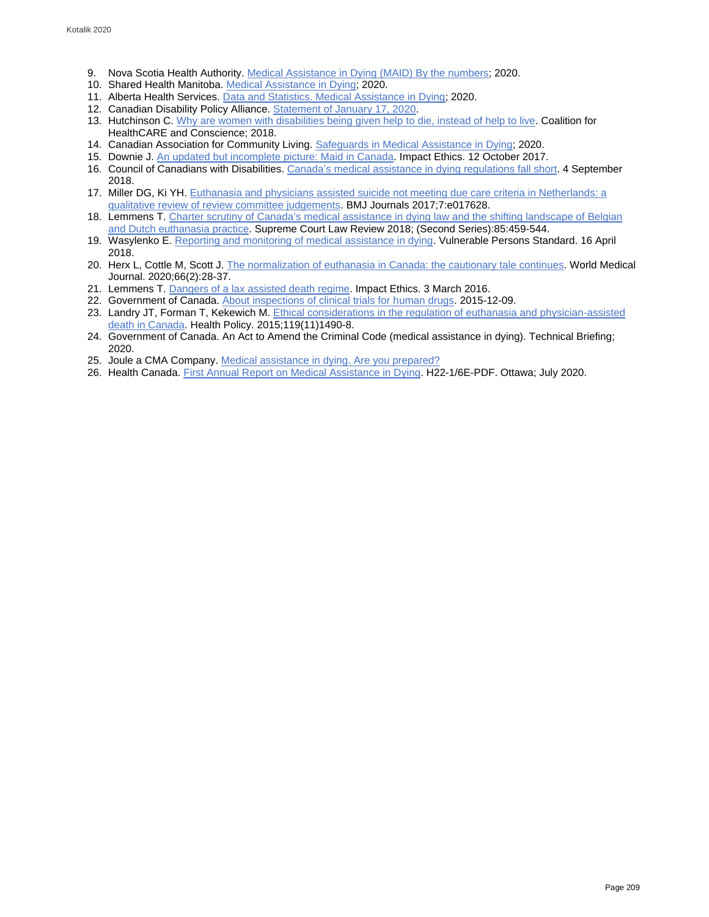9. Nova Scotia Health Authority. Medical Assistance in Dying (MAID) By the numbers; 2020.
10. Shared Health Manitoba. Medical Assistance in Dying; 2020.
11. Alberta Health Services. Data and Statistics. Medical Assistance in Dying; 2020.
12. Canadian Disability Policy Alliance. Statement of January 17, 2020.
13. Hutchinson C. Why are women with disabilities being given help to die, instead of help to live. Coalition for HealthCARE and Conscience; 2018.
14. Canadian Association for Community Living. Safeguards in Medical Assistance in Dying; 2020.
15. Downie J. An updated but incomplete picture: Maid in Canada. Impact Ethics. 12 October 2017.
16. Council of Canadians with Disabilities. Canada's medical assistance in dying regulations fall short. 4 September 2018.
17. Miller DG, Ki YH. Euthanasia and physicians assisted suicide not meeting due care criteria in Netherlands: a qualitative review of review committee judgements. BMJ Journals 2017;7:e017628.
18. Lemmens T. Charter scrutiny of Canada's medical assistance in dying law and the shifting landscape of Belgian and Dutch euthanasia practice. Supreme Court Law Review 2018; (Second Series):85:459-544.
19. Wasylenko E. Reporting and monitoring of medical assistance in dying. Vulnerable Persons Standard. 16 April 2018.
20. Herx L, Cottle M, Scott J. The normalization of euthanasia in Canada: the cautionary tale continues. World Medical Journal. 2020;66(2):28-37.
21. Lemmens T. Dangers of a lax assisted death regime. Impact Ethics. 3 March 2016.
22. Government of Canada. About inspections of clinical trials for human drugs. 2015-12-09.
23. Landry JT, Forman T, Kekewich M. Ethical considerations in the regulation of euthanasia and physician-assisted death in Canada. Health Policy. 2015;119(11)1490-8.
24. Government of Canada. An Act to Amend the Criminal Code (medical assistance in dying). Technical Briefing; 2020.
25. Joule a CMA Company. Medical assistance in dying. Are you prepared?
26. Health Canada. First Annual Report on Medical Assistance in Dying. H22-1/6E-PDF. Ottawa; July 2020.